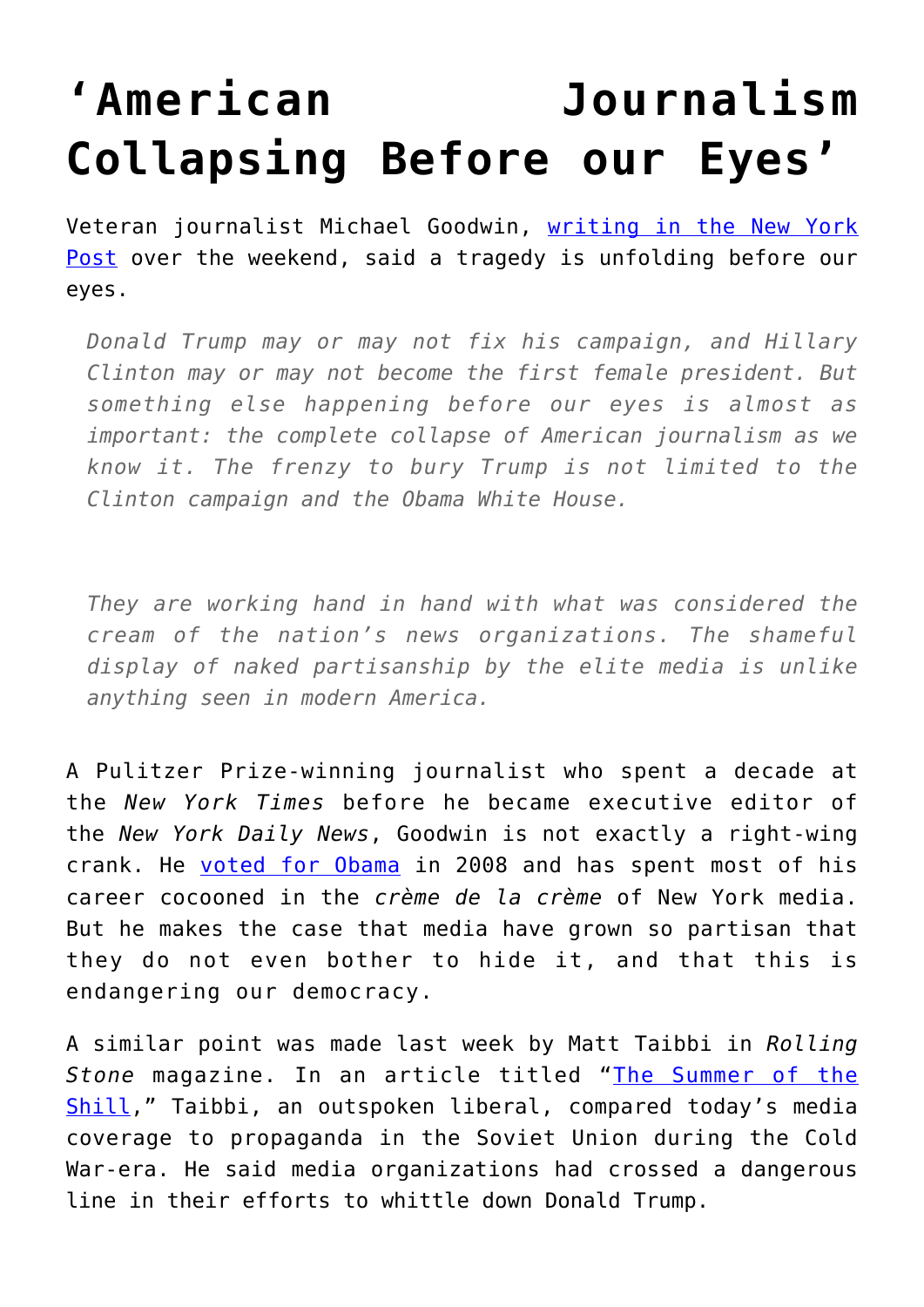# ‘American Journalism Collapsing Before our Eyes’

Veteran journalist Michael Goodwin, [writing in the New York Post] over the weekend, said a tragedy is unfolding before our eyes.

> *Donald Trump may or may not fix his campaign, and Hillary Clinton may or may not become the first female president. But something else happening before our eyes is almost as important: the complete collapse of American journalism as we know it. The frenzy to bury Trump is not limited to the Clinton campaign and the Obama White House.*
>
> *They are working hand in hand with what was considered the cream of the nation’s news organizations. The shameful display of naked partisanship by the elite media is unlike anything seen in modern America.*

A Pulitzer Prize-winning journalist who spent a decade at the *New York Times* before he became executive editor of the *New York Daily News*, Goodwin is not exactly a right-wing crank. He [voted for Obama] in 2008 and has spent most of his career cocooned in the *crème de la crème* of New York media. But he makes the case that media have grown so partisan that they do not even bother to hide it, and that this is endangering our democracy.

A similar point was made last week by Matt Taibbi in *Rolling Stone* magazine. In an article titled “[The Summer of the Shill],” Taibbi, an outspoken liberal, compared today’s media coverage to propaganda in the Soviet Union during the Cold War-era. He said media organizations had crossed a dangerous line in their efforts to whittle down Donald Trump.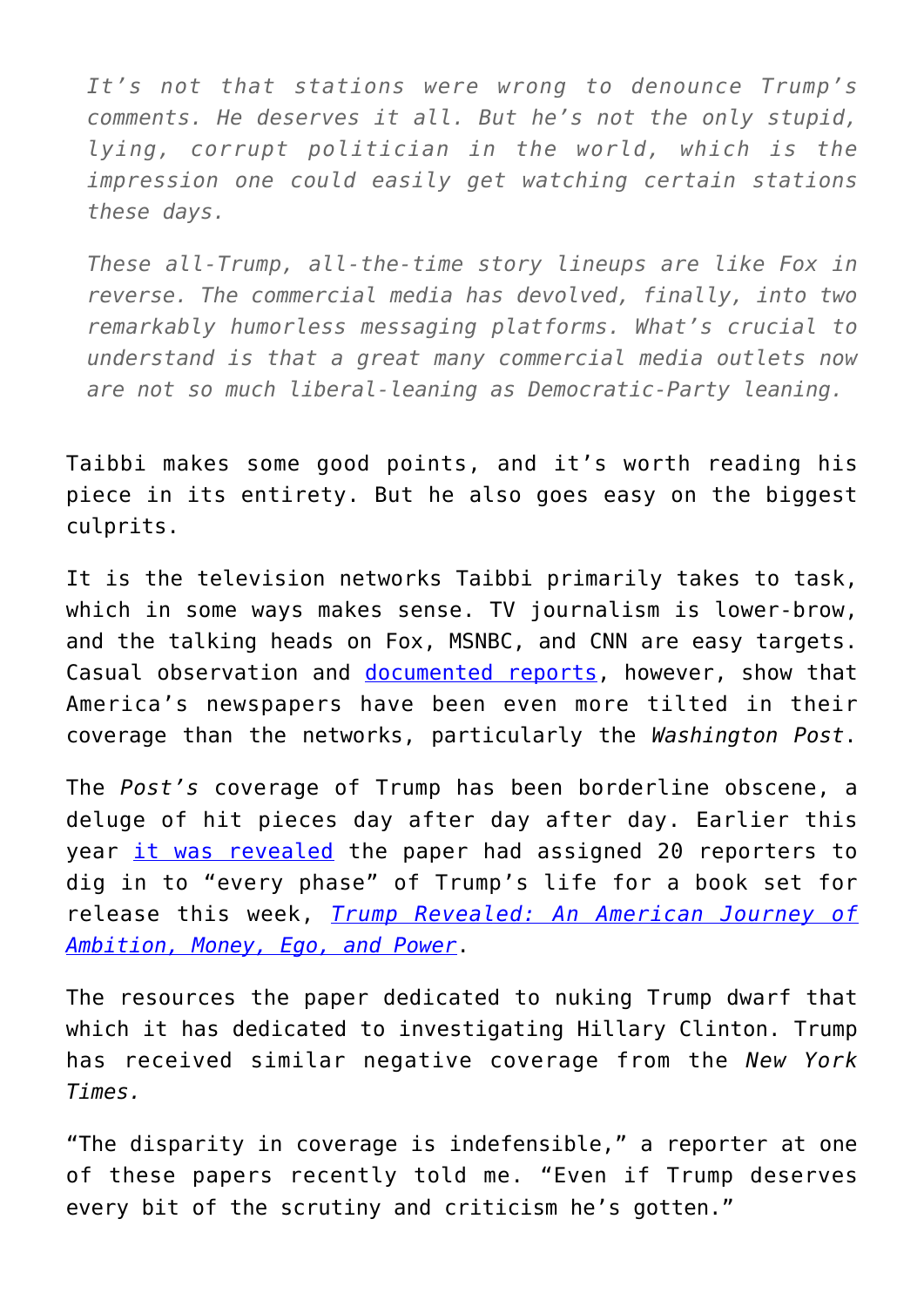> *It's not that stations were wrong to denounce Trump's comments. He deserves it all. But he's not the only stupid, lying, corrupt politician in the world, which is the impression one could easily get watching certain stations these days.*
>
> *These all-Trump, all-the-time story lineups are like Fox in reverse. The commercial media has devolved, finally, into two remarkably humorless messaging platforms. What's crucial to understand is that a great many commercial media outlets now are not so much liberal-leaning as Democratic-Party leaning.*

Taibbi makes some good points, and it's worth reading his piece in its entirety. But he also goes easy on the biggest culprits.

It is the television networks Taibbi primarily takes to task, which in some ways makes sense. TV journalism is lower-brow, and the talking heads on Fox, MSNBC, and CNN are easy targets. Casual observation and documented reports, however, show that America's newspapers have been even more tilted in their coverage than the networks, particularly the *Washington Post*.

The *Post's* coverage of Trump has been borderline obscene, a deluge of hit pieces day after day after day. Earlier this year it was revealed the paper had assigned 20 reporters to dig in to "every phase" of Trump's life for a book set for release this week, *Trump Revealed: An American Journey of Ambition, Money, Ego, and Power*.

The resources the paper dedicated to nuking Trump dwarf that which it has dedicated to investigating Hillary Clinton. Trump has received similar negative coverage from the *New York Times.*

"The disparity in coverage is indefensible," a reporter at one of these papers recently told me. "Even if Trump deserves every bit of the scrutiny and criticism he's gotten."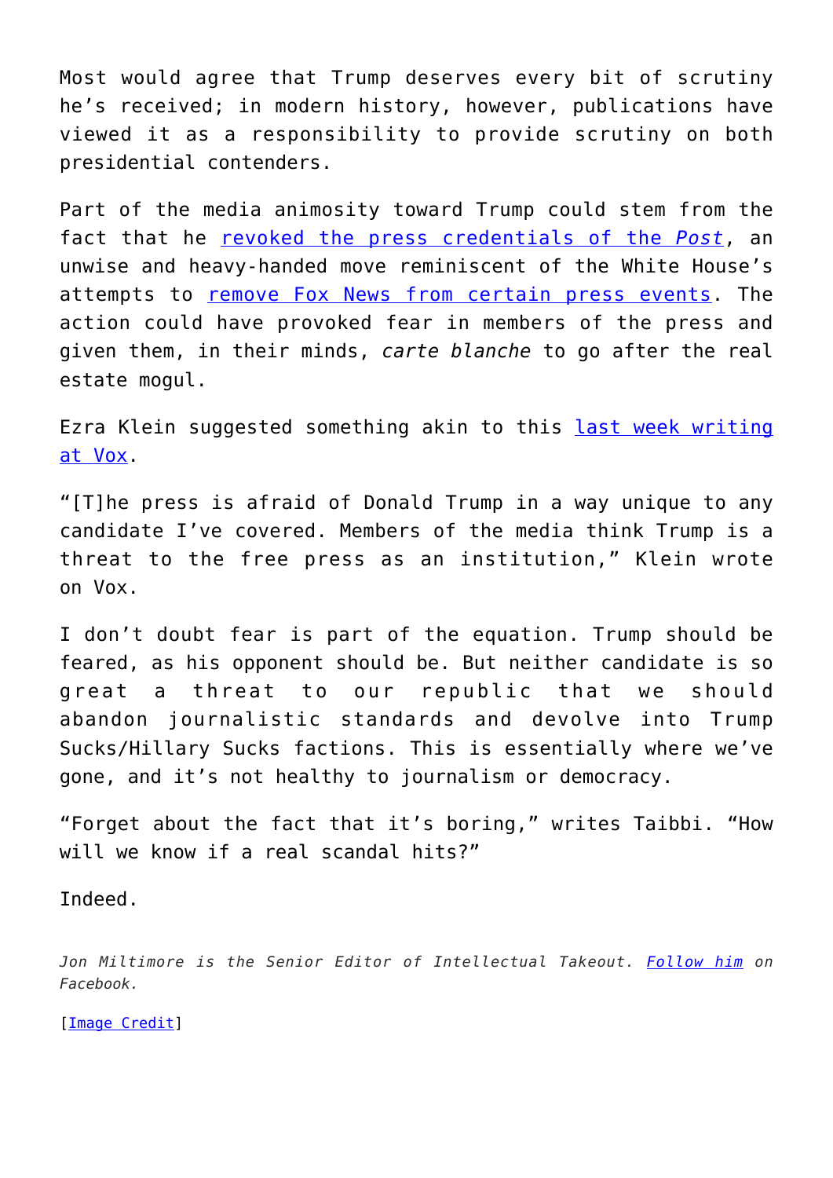Most would agree that Trump deserves every bit of scrutiny he's received; in modern history, however, publications have viewed it as a responsibility to provide scrutiny on both presidential contenders.

Part of the media animosity toward Trump could stem from the fact that he revoked the press credentials of the *Post*, an unwise and heavy-handed move reminiscent of the White House's attempts to remove Fox News from certain press events. The action could have provoked fear in members of the press and given them, in their minds, *carte blanche* to go after the real estate mogul.

Ezra Klein suggested something akin to this last week writing at Vox.

"[T]he press is afraid of Donald Trump in a way unique to any candidate I've covered. Members of the media think Trump is a threat to the free press as an institution," Klein wrote on Vox.

I don't doubt fear is part of the equation. Trump should be feared, as his opponent should be. But neither candidate is so great a threat to our republic that we should abandon journalistic standards and devolve into Trump Sucks/Hillary Sucks factions. This is essentially where we've gone, and it's not healthy to journalism or democracy.

"Forget about the fact that it's boring," writes Taibbi. "How will we know if a real scandal hits?"

Indeed.

*Jon Miltimore is the Senior Editor of Intellectual Takeout. Follow him on Facebook.*

[Image Credit]